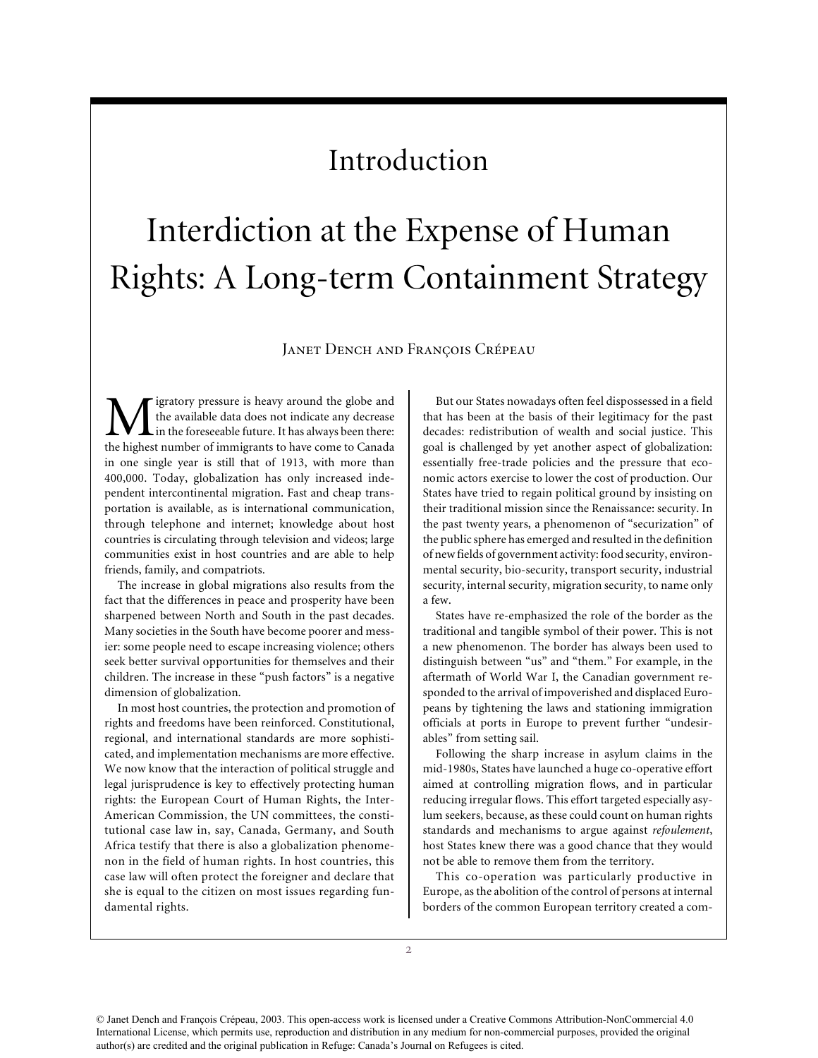# Introduction

# Interdiction at the Expense of Human Rights: A Long-term Containment Strategy

Janet Dench and François Crépeau

Migratory pressure is heavy around the globe and the available data does not indicate any decrease in the foreseeable future. It has always been there: the highest number of immigrants to have come to Canada in one single year is still that of 1913, with more than 400,000. Today, globalization has only increased independent intercontinental migration. Fast and cheap transportation is available, as is international communication, through telephone and internet; knowledge about host countries is circulating through television and videos; large communities exist in host countries and are able to help friends, family, and compatriots.

The increase in global migrations also results from the fact that the differences in peace and prosperity have been sharpened between North and South in the past decades. Many societies in the South have become poorer and messier: some people need to escape increasing violence; others seek better survival opportunities for themselves and their children. The increase in these "push factors" is a negative dimension of globalization.

In most host countries, the protection and promotion of rights and freedoms have been reinforced. Constitutional, regional, and international standards are more sophisticated, and implementation mechanisms are more effective. We now know that the interaction of political struggle and legal jurisprudence is key to effectively protecting human rights: the European Court of Human Rights, the Inter-American Commission, the UN committees, the constitutional case law in, say, Canada, Germany, and South Africa testify that there is also a globalization phenomenon in the field of human rights. In host countries, this case law will often protect the foreigner and declare that she is equal to the citizen on most issues regarding fundamental rights.

But our States nowadays often feel dispossessed in a field that has been at the basis of their legitimacy for the past decades: redistribution of wealth and social justice. This goal is challenged by yet another aspect of globalization: essentially free-trade policies and the pressure that economic actors exercise to lower the cost of production. Our States have tried to regain political ground by insisting on their traditional mission since the Renaissance: security. In the past twenty years, a phenomenon of "securization" of the public sphere has emerged and resulted in the definition of new fields of government activity: food security, environmental security, bio-security, transport security, industrial security, internal security, migration security, to name only a few.

States have re-emphasized the role of the border as the traditional and tangible symbol of their power. This is not a new phenomenon. The border has always been used to distinguish between "us" and "them." For example, in the aftermath of World War I, the Canadian government responded to the arrival of impoverished and displaced Europeans by tightening the laws and stationing immigration officials at ports in Europe to prevent further "undesirables" from setting sail.

Following the sharp increase in asylum claims in the mid-1980s, States have launched a huge co-operative effort aimed at controlling migration flows, and in particular reducing irregular flows. This effort targeted especially asylum seekers, because, as these could count on human rights standards and mechanisms to argue against *refoulement*, host States knew there was a good chance that they would not be able to remove them from the territory.

This co-operation was particularly productive in Europe, as the abolition of the control of persons at internal borders of the common European territory created a com-

© Janet Dench and François Crépeau, 2003. This open-access work is licensed under a Creative Commons Attribution-NonCommercial 4.0 International License, which permits use, reproduction and distribution in any medium for non-commercial purposes, provided the original author(s) are credited and the original publication in Refuge: Canada's Journal on Refugees is cited.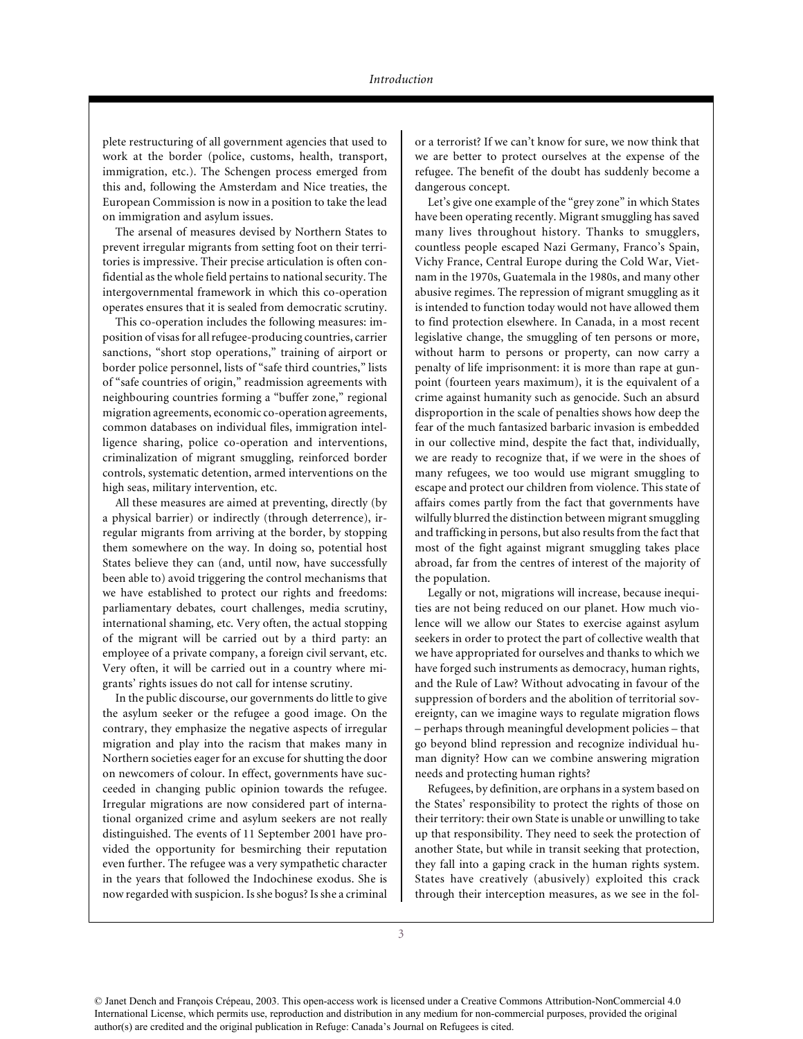plete restructuring of all government agencies that used to work at the border (police, customs, health, transport, immigration, etc.). The Schengen process emerged from this and, following the Amsterdam and Nice treaties, the European Commission is now in a position to take the lead on immigration and asylum issues.

The arsenal of measures devised by Northern States to prevent irregular migrants from setting foot on their territories is impressive. Their precise articulation is often confidential as the whole field pertains to national security. The intergovernmental framework in which this co-operation operates ensures that it is sealed from democratic scrutiny.

This co-operation includes the following measures: imposition of visas for all refugee-producing countries, carrier sanctions, "short stop operations," training of airport or border police personnel, lists of "safe third countries," lists of "safe countries of origin," readmission agreements with neighbouring countries forming a "buffer zone," regional migration agreements, economic co-operation agreements, common databases on individual files, immigration intelligence sharing, police co-operation and interventions, criminalization of migrant smuggling, reinforced border controls, systematic detention, armed interventions on the high seas, military intervention, etc.

All these measures are aimed at preventing, directly (by a physical barrier) or indirectly (through deterrence), irregular migrants from arriving at the border, by stopping them somewhere on the way. In doing so, potential host States believe they can (and, until now, have successfully been able to) avoid triggering the control mechanisms that we have established to protect our rights and freedoms: parliamentary debates, court challenges, media scrutiny, international shaming, etc. Very often, the actual stopping of the migrant will be carried out by a third party: an employee of a private company, a foreign civil servant, etc. Very often, it will be carried out in a country where migrants' rights issues do not call for intense scrutiny.

In the public discourse, our governments do little to give the asylum seeker or the refugee a good image. On the contrary, they emphasize the negative aspects of irregular migration and play into the racism that makes many in Northern societies eager for an excuse for shutting the door on newcomers of colour. In effect, governments have succeeded in changing public opinion towards the refugee. Irregular migrations are now considered part of international organized crime and asylum seekers are not really distinguished. The events of 11 September 2001 have provided the opportunity for besmirching their reputation even further. The refugee was a very sympathetic character in the years that followed the Indochinese exodus. She is now regarded with suspicion. Is she bogus? Is she a criminal or a terrorist? If we can't know for sure, we now think that we are better to protect ourselves at the expense of the refugee. The benefit of the doubt has suddenly become a dangerous concept.

Let's give one example of the "grey zone" in which States have been operating recently. Migrant smuggling has saved many lives throughout history. Thanks to smugglers, countless people escaped Nazi Germany, Franco's Spain, Vichy France, Central Europe during the Cold War, Vietnam in the 1970s, Guatemala in the 1980s, and many other abusive regimes. The repression of migrant smuggling as it is intended to function today would not have allowed them to find protection elsewhere. In Canada, in a most recent legislative change, the smuggling of ten persons or more, without harm to persons or property, can now carry a penalty of life imprisonment: it is more than rape at gunpoint (fourteen years maximum), it is the equivalent of a crime against humanity such as genocide. Such an absurd disproportion in the scale of penalties shows how deep the fear of the much fantasized barbaric invasion is embedded in our collective mind, despite the fact that, individually, we are ready to recognize that, if we were in the shoes of many refugees, we too would use migrant smuggling to escape and protect our children from violence. This state of affairs comes partly from the fact that governments have wilfully blurred the distinction between migrant smuggling and trafficking in persons, but also results from the fact that most of the fight against migrant smuggling takes place abroad, far from the centres of interest of the majority of the population.

Legally or not, migrations will increase, because inequities are not being reduced on our planet. How much violence will we allow our States to exercise against asylum seekers in order to protect the part of collective wealth that we have appropriated for ourselves and thanks to which we have forged such instruments as democracy, human rights, and the Rule of Law? Without advocating in favour of the suppression of borders and the abolition of territorial sovereignty, can we imagine ways to regulate migration flows – perhaps through meaningful development policies – that go beyond blind repression and recognize individual human dignity? How can we combine answering migration needs and protecting human rights?

Refugees, by definition, are orphans in a system based on the States' responsibility to protect the rights of those on their territory: their own State is unable or unwilling to take up that responsibility. They need to seek the protection of another State, but while in transit seeking that protection, they fall into a gaping crack in the human rights system. States have creatively (abusively) exploited this crack through their interception measures, as we see in the fol-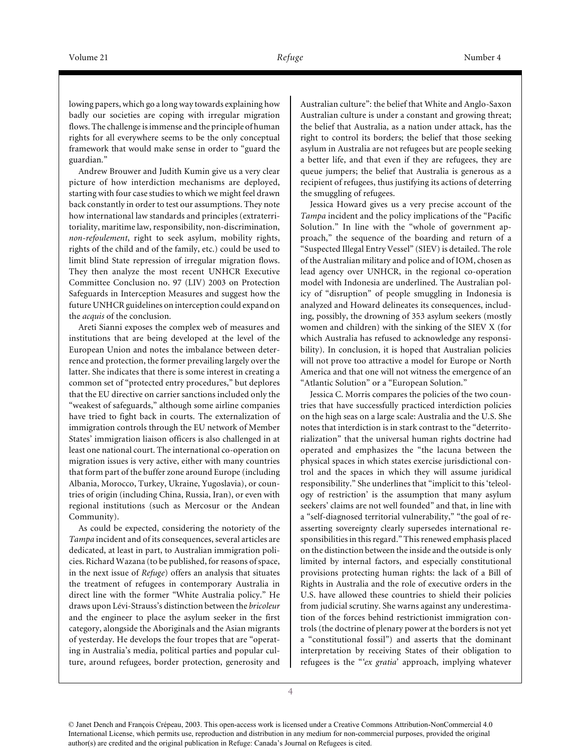lowing papers, which go a long way towards explaining how badly our societies are coping with irregular migration flows. The challenge is immense and the principle of human rights for all everywhere seems to be the only conceptual framework that would make sense in order to "guard the guardian."

Andrew Brouwer and Judith Kumin give us a very clear picture of how interdiction mechanisms are deployed, starting with four case studies to which we might feel drawn back constantly in order to test our assumptions. They note how international law standards and principles (extraterritoriality, maritime law, responsibility, non-discrimination, *non-refoulement*, right to seek asylum, mobility rights, rights of the child and of the family, etc.) could be used to limit blind State repression of irregular migration flows. They then analyze the most recent UNHCR Executive Committee Conclusion no. 97 (LIV) 2003 on Protection Safeguards in Interception Measures and suggest how the future UNHCR guidelines on interception could expand on the *acquis* of the conclusion.

Areti Sianni exposes the complex web of measures and institutions that are being developed at the level of the European Union and notes the imbalance between deterrence and protection, the former prevailing largely over the latter. She indicates that there is some interest in creating a common set of "protected entry procedures," but deplores that the EU directive on carrier sanctions included only the "weakest of safeguards," although some airline companies have tried to fight back in courts. The externalization of immigration controls through the EU network of Member States' immigration liaison officers is also challenged in at least one national court. The international co-operation on migration issues is very active, either with many countries that form part of the buffer zone around Europe (including Albania, Morocco, Turkey, Ukraine, Yugoslavia), or countries of origin (including China, Russia, Iran), or even with regional institutions (such as Mercosur or the Andean Community).

As could be expected, considering the notoriety of the *Tampa* incident and of its consequences, several articles are dedicated, at least in part, to Australian immigration policies. Richard Wazana (to be published, for reasons of space, in the next issue of *Refuge*) offers an analysis that situates the treatment of refugees in contemporary Australia in direct line with the former "White Australia policy." He draws upon Lévi-Strauss's distinction between the *bricoleur* and the engineer to place the asylum seeker in the first category, alongside the Aboriginals and the Asian migrants of yesterday. He develops the four tropes that are "operating in Australia's media, political parties and popular culture, around refugees, border protection, generosity and Australian culture": the belief that White and Anglo-Saxon Australian culture is under a constant and growing threat; the belief that Australia, as a nation under attack, has the right to control its borders; the belief that those seeking asylum in Australia are not refugees but are people seeking a better life, and that even if they are refugees, they are queue jumpers; the belief that Australia is generous as a recipient of refugees, thus justifying its actions of deterring the smuggling of refugees.

Jessica Howard gives us a very precise account of the *Tampa* incident and the policy implications of the "Pacific Solution." In line with the "whole of government approach," the sequence of the boarding and return of a "Suspected Illegal Entry Vessel" (SIEV) is detailed. The role of the Australian military and police and of IOM, chosen as lead agency over UNHCR, in the regional co-operation model with Indonesia are underlined. The Australian policy of "disruption" of people smuggling in Indonesia is analyzed and Howard delineates its consequences, including, possibly, the drowning of 353 asylum seekers (mostly women and children) with the sinking of the SIEV X (for which Australia has refused to acknowledge any responsibility). In conclusion, it is hoped that Australian policies will not prove too attractive a model for Europe or North America and that one will not witness the emergence of an "Atlantic Solution" or a "European Solution."

Jessica C. Morris compares the policies of the two countries that have successfully practiced interdiction policies on the high seas on a large scale: Australia and the U.S. She notes that interdiction is in stark contrast to the "deterritorialization" that the universal human rights doctrine had operated and emphasizes the "the lacuna between the physical spaces in which states exercise jurisdictional control and the spaces in which they will assume juridical responsibility." She underlines that "implicit to this 'teleology of restriction' is the assumption that many asylum seekers' claims are not well founded" and that, in line with a "self-diagnosed territorial vulnerability," "the goal of reasserting sovereignty clearly supersedes international responsibilities in this regard." This renewed emphasis placed on the distinction between the inside and the outside is only limited by internal factors, and especially constitutional provisions protecting human rights: the lack of a Bill of Rights in Australia and the role of executive orders in the U.S. have allowed these countries to shield their policies from judicial scrutiny. She warns against any underestimation of the forces behind restrictionist immigration controls (the doctrine of plenary power at the borders is not yet a "constitutional fossil") and asserts that the dominant interpretation by receiving States of their obligation to refugees is the "'*ex gratia*' approach, implying whatever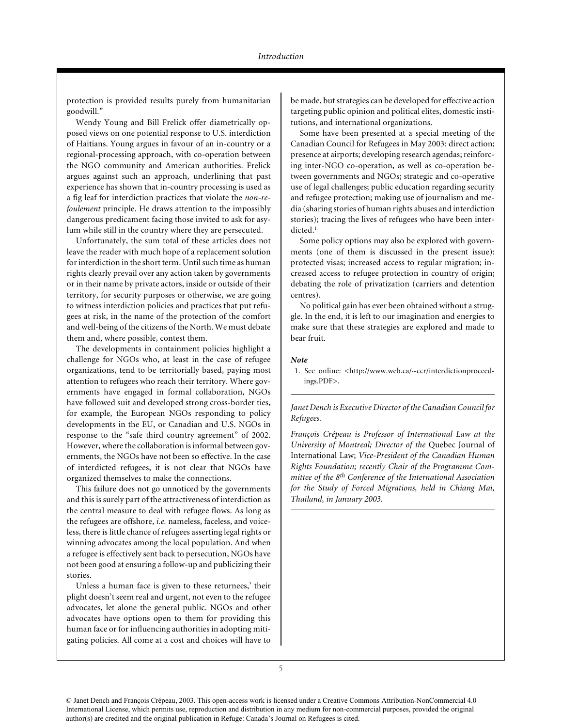protection is provided results purely from humanitarian goodwill."

Wendy Young and Bill Frelick offer diametrically opposed views on one potential response to U.S. interdiction of Haitians. Young argues in favour of an in-country or a regional-processing approach, with co-operation between the NGO community and American authorities. Frelick argues against such an approach, underlining that past experience has shown that in-country processing is used as a fig leaf for interdiction practices that violate the *non-refoulement* principle. He draws attention to the impossibly dangerous predicament facing those invited to ask for asylum while still in the country where they are persecuted.

Unfortunately, the sum total of these articles does not leave the reader with much hope of a replacement solution for interdiction in the short term. Until such time as human rights clearly prevail over any action taken by governments or in their name by private actors, inside or outside of their territory, for security purposes or otherwise, we are going to witness interdiction policies and practices that put refugees at risk, in the name of the protection of the comfort and well-being of the citizens of the North. We must debate them and, where possible, contest them.

The developments in containment policies highlight a challenge for NGOs who, at least in the case of refugee organizations, tend to be territorially based, paying most attention to refugees who reach their territory. Where governments have engaged in formal collaboration, NGOs have followed suit and developed strong cross-border ties, for example, the European NGOs responding to policy developments in the EU, or Canadian and U.S. NGOs in response to the "safe third country agreement" of 2002. However, where the collaboration is informal between governments, the NGOs have not been so effective. In the case of interdicted refugees, it is not clear that NGOs have organized themselves to make the connections.

This failure does not go unnoticed by the governments and this is surely part of the attractiveness of interdiction as the central measure to deal with refugee flows. As long as the refugees are offshore, *i.e.* nameless, faceless, and voiceless, there is little chance of refugees asserting legal rights or winning advocates among the local population. And when a refugee is effectively sent back to persecution, NGOs have not been good at ensuring a follow-up and publicizing their stories.

Unless a human face is given to these returnees,' their plight doesn't seem real and urgent, not even to the refugee advocates, let alone the general public. NGOs and other advocates have options open to them for providing this human face or for influencing authorities in adopting mitigating policies. All come at a cost and choices will have to be made, but strategies can be developed for effective action targeting public opinion and political elites, domestic institutions, and international organizations.

Some have been presented at a special meeting of the Canadian Council for Refugees in May 2003: direct action; presence at airports; developing research agendas; reinforcing inter-NGO co-operation, as well as co-operation between governments and NGOs; strategic and co-operative use of legal challenges; public education regarding security and refugee protection; making use of journalism and media (sharing stories of human rights abuses and interdiction stories); tracing the lives of refugees who have been interdicted.[1]

Some policy options may also be explored with governments (one of them is discussed in the present issue): protected visas; increased access to regular migration; increased access to refugee protection in country of origin; debating the role of privatization (carriers and detention centres).

No political gain has ever been obtained without a struggle. In the end, it is left to our imagination and energies to make sure that these strategies are explored and made to bear fruit.

### *Note*

1. See online: <http://www.web.ca/~ccr/interdictionproceedings.PDF>.

---

*Janet Dench is Executive Director of the Canadian Council for Refugees.*

*François Crépeau is Professor of International Law at the University of Montreal; Director of the* Quebec Journal of International Law; *Vice-President of the Canadian Human Rights Foundation; recently Chair of the Programme Committee of the 8th Conference of the International Association for the Study of Forced Migrations, held in Chiang Mai, Thailand, in January 2003.*

---

© Janet Dench and François Crépeau, 2003. This open-access work is licensed under a Creative Commons Attribution-NonCommercial 4.0 International License, which permits use, reproduction and distribution in any medium for non-commercial purposes, provided the original author(s) are credited and the original publication in Refuge: Canada's Journal on Refugees is cited.